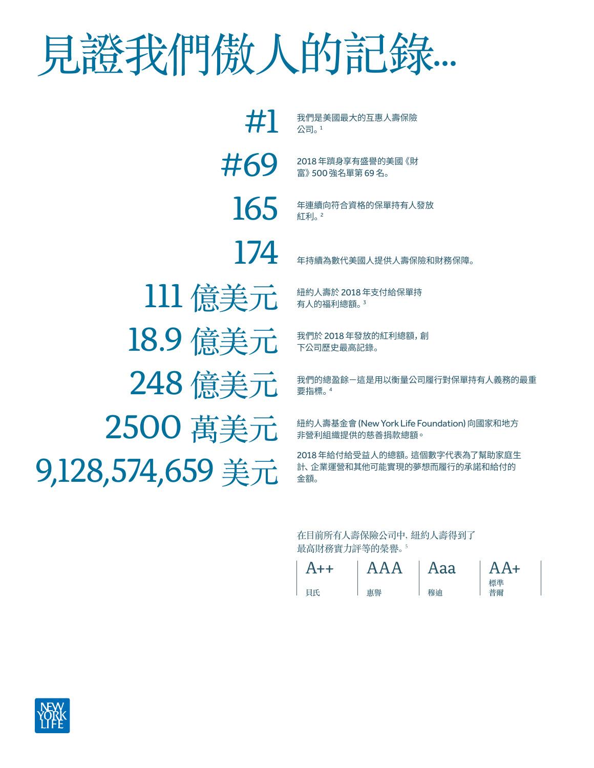# 見證我們傲人的記錄...

| | |
|---|---|
| #1 | 我們是美國最大的互惠人壽保險公司。[1] |
| #69 | 2018 年躋身享有盛譽的美國《財富》500 強名單第 69 名。 |
| 165 | 年連續向符合資格的保單持有人發放紅利。[2] |
| 174 | 年持續為數代美國人提供人壽保險和財務保障。 |
| 111 億美元 | 紐約人壽於 2018 年支付給保單持有人的福利總額。[3] |
| 18.9 億美元 | 我們於 2018 年發放的紅利總額，創下公司歷史最高記錄。 |
| 248 億美元 | 我們的總盈餘—這是用以衡量公司履行對保單持有人義務的最重要指標。[4] |
| 2500 萬美元 | 紐約人壽基金會 (New York Life Foundation) 向國家和地方非營利組織提供的慈善捐款總額。 |
| 9,128,574,659 美元 | 2018 年給付給受益人的總額。這個數字代表為了幫助家庭生計、企業運營和其他可能實現的夢想而履行的承諾和給付的金額。 |

在目前所有人壽保險公司中，紐約人壽得到了最高財務實力評等的榮譽。[5]

| A++ | AAA | Aaa | AA+ |
|---|---|---|---|
| 貝氏 | 惠譽 | 穆迪 | 標準普爾 |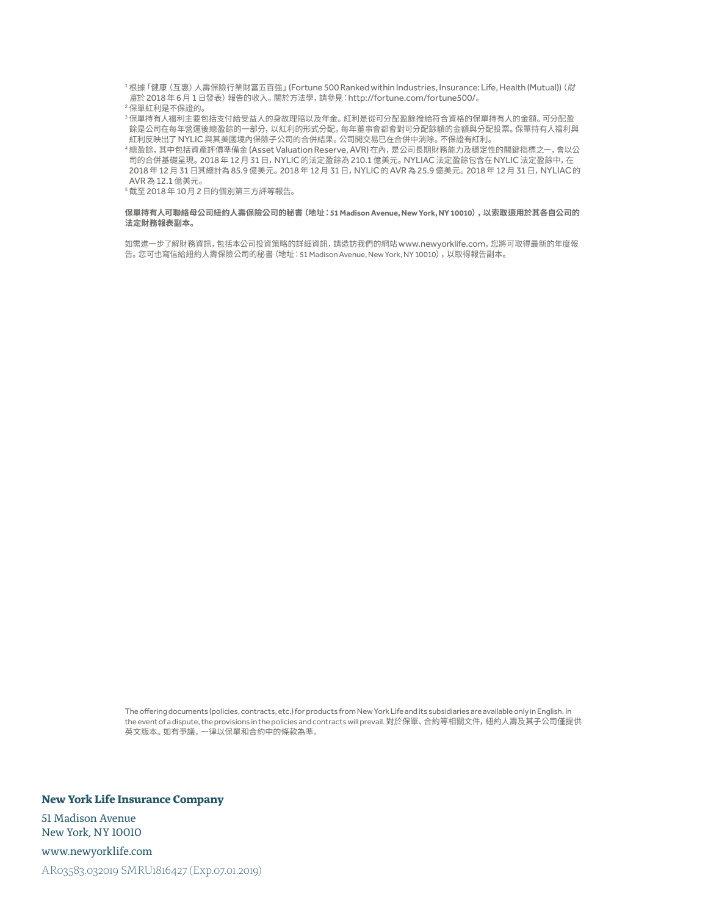[1] 根據「健康（互惠）人壽保險行業財富五百強」(Fortune 500 Ranked within Industries, Insurance: Life, Health (Mutual))（*財富*於 2018 年 6 月 1 日發表）報告的收入。關於方法學，請參見：http://fortune.com/fortune500/。

[2] 保單紅利是不保證的。

[3] 保單持有人福利主要包括支付給受益人的身故理賠以及年金。紅利是從可分配盈餘撥給符合資格的保單持有人的金額。可分配盈餘是公司在每年營運後總盈餘的一部分，以紅利的形式分配。每年董事會都會對可分配餘額的金額與分配投票。保單持有人福利與紅利反映出了 NYLIC 與其美國境內保險子公司的合併結果。公司間交易已在合併中消除。不保證有紅利。

[4] 總盈餘，其中包括資產評價準備金 (Asset Valuation Reserve, AVR) 在內，是公司長期財務能力及穩定性的關鍵指標之一，會以公司的合併基礎呈現。2018 年 12 月 31 日，NYLIC 的法定盈餘為 210.1 億美元。NYLIAC 法定盈餘包含在 NYLIC 法定盈餘中，在 2018 年 12 月 31 日其總計為 85.9 億美元。2018 年 12 月 31 日，NYLIC 的 AVR 為 25.9 億美元。2018 年 12 月 31 日，NYLIAC 的 AVR 為 12.1 億美元。

[5] 截至 2018 年 10 月 2 日的個別第三方評等報告。

**保單持有人可聯絡母公司紐約人壽保險公司的秘書（地址：51 Madison Avenue, New York, NY 10010），以索取適用於其各自公司的法定財務報表副本。**

如需進一步了解財務資訊，包括本公司投資策略的詳細資訊，請造訪我們的網站 www.newyorklife.com，您將可取得最新的年度報告。您可也寫信給紐約人壽保險公司的秘書（地址：51 Madison Avenue, New York, NY 10010），以取得報告副本。

The offering documents (policies, contracts, etc.) for products from New York Life and its subsidiaries are available only in English. In the event of a dispute, the provisions in the policies and contracts will prevail. 對於保單、合約等相關文件，紐約人壽及其子公司僅提供英文版本。如有爭議，一律以保單和合約中的條款為準。

**New York Life Insurance Company**

51 Madison Avenue
New York, NY 10010

www.newyorklife.com

AR03583.032019 SMRU1816427 (Exp.07.01.2019)